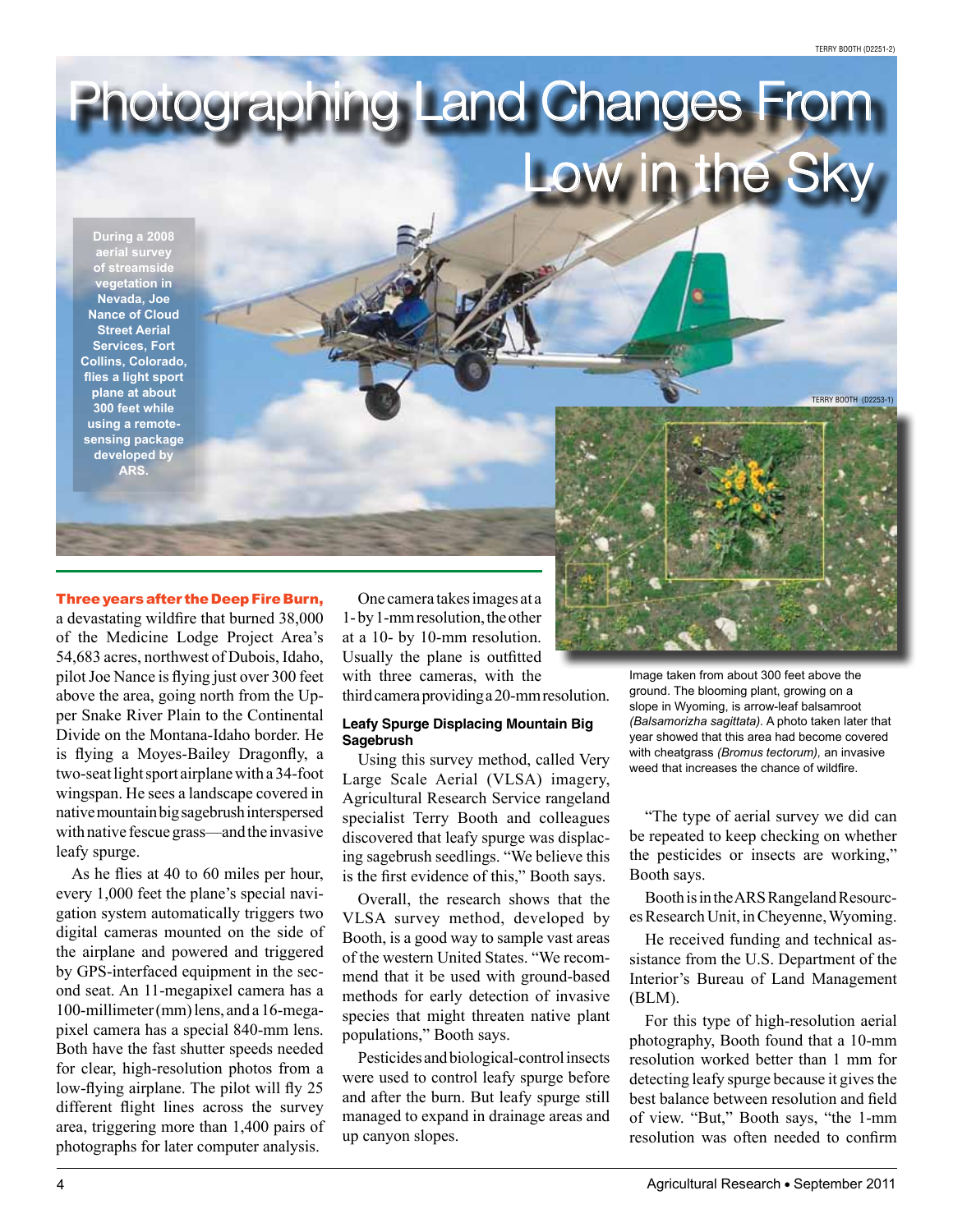# Photographing Land Changes From Low in the Sky

During a 2008 aerial survey of streamside vegetation in Nevada, Joe Nance of Cloud Street Aerial Services, Fort Collins, Colorado, flies a light sport plane at about 300 feet while using a remote-sensing package developed by ARS.

**Three years after the Deep Fire Burn,** a devastating wildfire that burned 38,000 of the Medicine Lodge Project Area's 54,683 acres, northwest of Dubois, Idaho, pilot Joe Nance is flying just over 300 feet above the area, going north from the Upper Snake River Plain to the Continental Divide on the Montana-Idaho border. He is flying a Moyes-Bailey Dragonfly, a two-seat light sport airplane with a 34-foot wingspan. He sees a landscape covered in native mountain big sagebrush interspersed with native fescue grass—and the invasive leafy spurge.

As he flies at 40 to 60 miles per hour, every 1,000 feet the plane's special navigation system automatically triggers two digital cameras mounted on the side of the airplane and powered and triggered by GPS-interfaced equipment in the second seat. An 11-megapixel camera has a 100-millimeter (mm) lens, and a 16-megapixel camera has a special 840-mm lens. Both have the fast shutter speeds needed for clear, high-resolution photos from a low-flying airplane. The pilot will fly 25 different flight lines across the survey area, triggering more than 1,400 pairs of photographs for later computer analysis.

One camera takes images at a 1- by 1-mm resolution, the other at a 10- by 10-mm resolution. Usually the plane is outfitted with three cameras, with the third camera providing a 20-mm resolution.

## Leafy Spurge Displacing Mountain Big Sagebrush

Using this survey method, called Very Large Scale Aerial (VLSA) imagery, Agricultural Research Service rangeland specialist Terry Booth and colleagues discovered that leafy spurge was displacing sagebrush seedlings. "We believe this is the first evidence of this," Booth says.

Overall, the research shows that the VLSA survey method, developed by Booth, is a good way to sample vast areas of the western United States. "We recommend that it be used with ground-based methods for early detection of invasive species that might threaten native plant populations," Booth says.

Pesticides and biological-control insects were used to control leafy spurge before and after the burn. But leafy spurge still managed to expand in drainage areas and up canyon slopes.

Image taken from about 300 feet above the ground. The blooming plant, growing on a slope in Wyoming, is arrow-leaf balsamroot *(Balsamorizha sagittata).* A photo taken later that year showed that this area had become covered with cheatgrass *(Bromus tectorum),* an invasive weed that increases the chance of wildfire.

"The type of aerial survey we did can be repeated to keep checking on whether the pesticides or insects are working," Booth says.

Booth is in the ARS Rangeland Resources Research Unit, in Cheyenne, Wyoming.

He received funding and technical assistance from the U.S. Department of the Interior's Bureau of Land Management (BLM).

For this type of high-resolution aerial photography, Booth found that a 10-mm resolution worked better than 1 mm for detecting leafy spurge because it gives the best balance between resolution and field of view. "But," Booth says, "the 1-mm resolution was often needed to confirm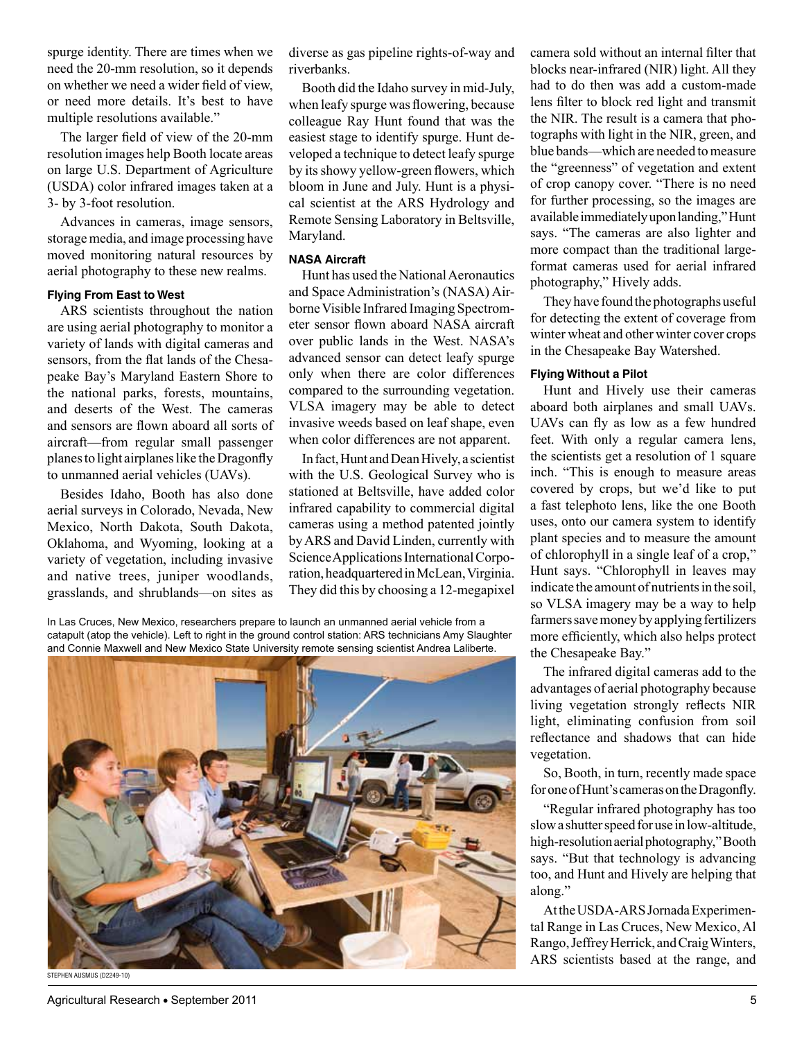spurge identity. There are times when we need the 20-mm resolution, so it depends on whether we need a wider field of view, or need more details. It's best to have multiple resolutions available."

The larger field of view of the 20-mm resolution images help Booth locate areas on large U.S. Department of Agriculture (USDA) color infrared images taken at a 3- by 3-foot resolution.

Advances in cameras, image sensors, storage media, and image processing have moved monitoring natural resources by aerial photography to these new realms.

#### Flying From East to West

ARS scientists throughout the nation are using aerial photography to monitor a variety of lands with digital cameras and sensors, from the flat lands of the Chesapeake Bay's Maryland Eastern Shore to the national parks, forests, mountains, and deserts of the West. The cameras and sensors are flown aboard all sorts of aircraft—from regular small passenger planes to light airplanes like the Dragonfly to unmanned aerial vehicles (UAVs).

Besides Idaho, Booth has also done aerial surveys in Colorado, Nevada, New Mexico, North Dakota, South Dakota, Oklahoma, and Wyoming, looking at a variety of vegetation, including invasive and native trees, juniper woodlands, grasslands, and shrublands—on sites as diverse as gas pipeline rights-of-way and riverbanks.

Booth did the Idaho survey in mid-July, when leafy spurge was flowering, because colleague Ray Hunt found that was the easiest stage to identify spurge. Hunt developed a technique to detect leafy spurge by its showy yellow-green flowers, which bloom in June and July. Hunt is a physical scientist at the ARS Hydrology and Remote Sensing Laboratory in Beltsville, Maryland.

#### NASA Aircraft

Hunt has used the National Aeronautics and Space Administration's (NASA) Airborne Visible Infrared Imaging Spectrometer sensor flown aboard NASA aircraft over public lands in the West. NASA's advanced sensor can detect leafy spurge only when there are color differences compared to the surrounding vegetation. VLSA imagery may be able to detect invasive weeds based on leaf shape, even when color differences are not apparent.

In fact, Hunt and Dean Hively, a scientist with the U.S. Geological Survey who is stationed at Beltsville, have added color infrared capability to commercial digital cameras using a method patented jointly by ARS and David Linden, currently with Science Applications International Corporation, headquartered in McLean, Virginia. They did this by choosing a 12-megapixel camera sold without an internal filter that blocks near-infrared (NIR) light. All they had to do then was add a custom-made lens filter to block red light and transmit the NIR. The result is a camera that photographs with light in the NIR, green, and blue bands—which are needed to measure the "greenness" of vegetation and extent of crop canopy cover. "There is no need for further processing, so the images are available immediately upon landing," Hunt says. "The cameras are also lighter and more compact than the traditional large-format cameras used for aerial infrared photography," Hively adds.

They have found the photographs useful for detecting the extent of coverage from winter wheat and other winter cover crops in the Chesapeake Bay Watershed.

#### Flying Without a Pilot

Hunt and Hively use their cameras aboard both airplanes and small UAVs. UAVs can fly as low as a few hundred feet. With only a regular camera lens, the scientists get a resolution of 1 square inch. "This is enough to measure areas covered by crops, but we'd like to put a fast telephoto lens, like the one Booth uses, onto our camera system to identify plant species and to measure the amount of chlorophyll in a single leaf of a crop," Hunt says. "Chlorophyll in leaves may indicate the amount of nutrients in the soil, so VLSA imagery may be a way to help farmers save money by applying fertilizers more efficiently, which also helps protect the Chesapeake Bay."

The infrared digital cameras add to the advantages of aerial photography because living vegetation strongly reflects NIR light, eliminating confusion from soil reflectance and shadows that can hide vegetation.

So, Booth, in turn, recently made space for one of Hunt's cameras on the Dragonfly.

"Regular infrared photography has too slow a shutter speed for use in low-altitude, high-resolution aerial photography," Booth says. "But that technology is advancing too, and Hunt and Hively are helping that along."

At the USDA-ARS Jornada Experimental Range in Las Cruces, New Mexico, Al Rango, Jeffrey Herrick, and Craig Winters, ARS scientists based at the range, and

In Las Cruces, New Mexico, researchers prepare to launch an unmanned aerial vehicle from a catapult (atop the vehicle). Left to right in the ground control station: ARS technicians Amy Slaughter and Connie Maxwell and New Mexico State University remote sensing scientist Andrea Laliberte.

STEPHEN AUSMUS (D2249-10)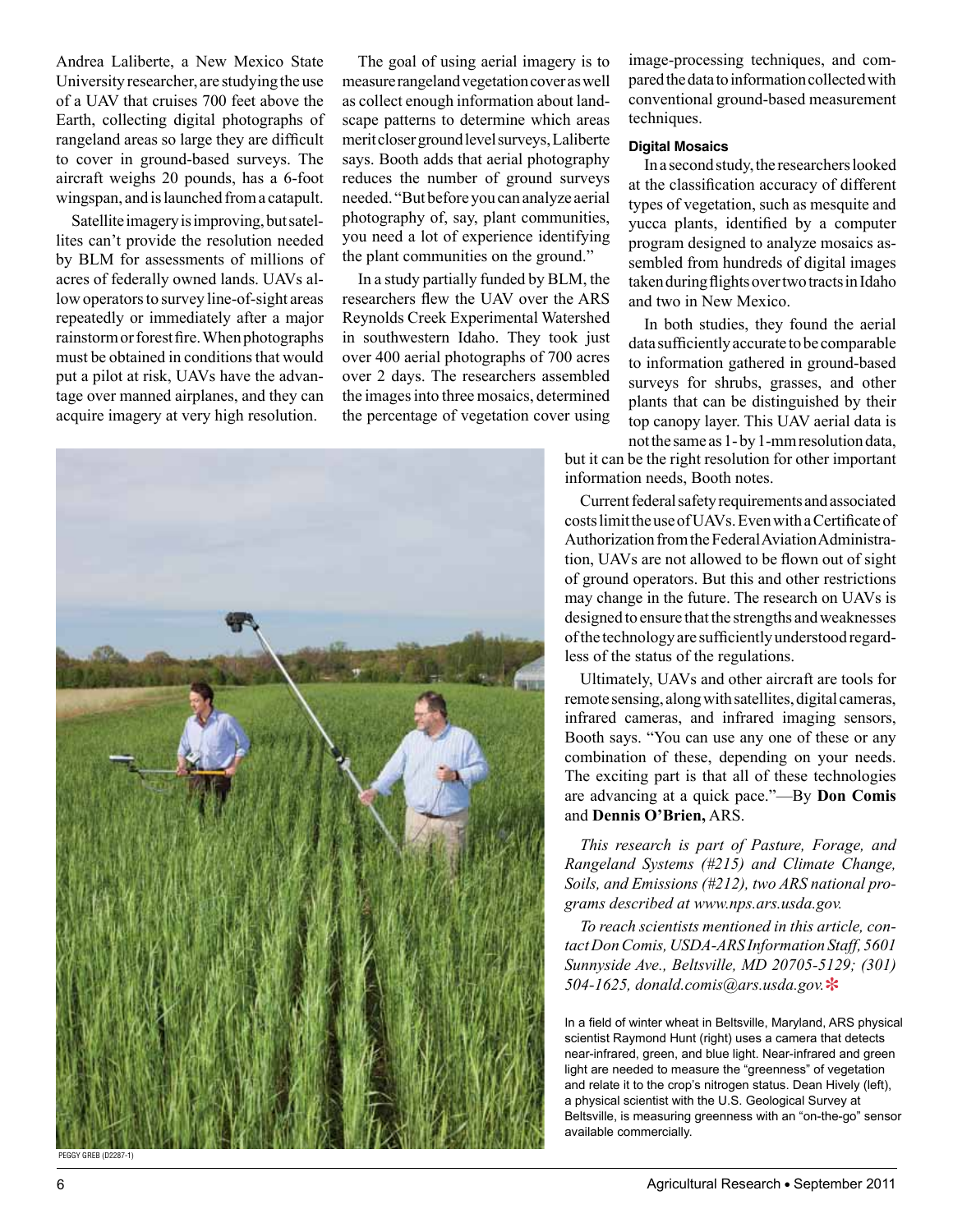Andrea Laliberte, a New Mexico State University researcher, are studying the use of a UAV that cruises 700 feet above the Earth, collecting digital photographs of rangeland areas so large they are difficult to cover in ground-based surveys. The aircraft weighs 20 pounds, has a 6-foot wingspan, and is launched from a catapult.

Satellite imagery is improving, but satellites can't provide the resolution needed by BLM for assessments of millions of acres of federally owned lands. UAVs allow operators to survey line-of-sight areas repeatedly or immediately after a major rainstorm or forest fire. When photographs must be obtained in conditions that would put a pilot at risk, UAVs have the advantage over manned airplanes, and they can acquire imagery at very high resolution.

The goal of using aerial imagery is to measure rangeland vegetation cover as well as collect enough information about landscape patterns to determine which areas merit closer ground level surveys, Laliberte says. Booth adds that aerial photography reduces the number of ground surveys needed. "But before you can analyze aerial photography of, say, plant communities, you need a lot of experience identifying the plant communities on the ground."

In a study partially funded by BLM, the researchers flew the UAV over the ARS Reynolds Creek Experimental Watershed in southwestern Idaho. They took just over 400 aerial photographs of 700 acres over 2 days. The researchers assembled the images into three mosaics, determined the percentage of vegetation cover using image-processing techniques, and compared the data to information collected with conventional ground-based measurement techniques.

### Digital Mosaics

In a second study, the researchers looked at the classification accuracy of different types of vegetation, such as mesquite and yucca plants, identified by a computer program designed to analyze mosaics assembled from hundreds of digital images taken during flights over two tracts in Idaho and two in New Mexico.

In both studies, they found the aerial data sufficiently accurate to be comparable to information gathered in ground-based surveys for shrubs, grasses, and other plants that can be distinguished by their top canopy layer. This UAV aerial data is not the same as 1- by 1-mm resolution data, but it can be the right resolution for other important information needs, Booth notes.

Current federal safety requirements and associated costs limit the use of UAVs. Even with a Certificate of Authorization from the Federal Aviation Administration, UAVs are not allowed to be flown out of sight of ground operators. But this and other restrictions may change in the future. The research on UAVs is designed to ensure that the strengths and weaknesses of the technology are sufficiently understood regardless of the status of the regulations.

Ultimately, UAVs and other aircraft are tools for remote sensing, along with satellites, digital cameras, infrared cameras, and infrared imaging sensors, Booth says. "You can use any one of these or any combination of these, depending on your needs. The exciting part is that all of these technologies are advancing at a quick pace."—By **Don Comis** and **Dennis O'Brien,** ARS.

*This research is part of Pasture, Forage, and Rangeland Systems (#215) and Climate Change, Soils, and Emissions (#212), two ARS national programs described at www.nps.ars.usda.gov.*

*To reach scientists mentioned in this article, contact Don Comis, USDA-ARS Information Staff, 5601 Sunnyside Ave., Beltsville, MD 20705-5129; (301) 504-1625, donald.comis@ars.usda.gov.*

PEGGY GREB (D2287-1)

In a field of winter wheat in Beltsville, Maryland, ARS physical scientist Raymond Hunt (right) uses a camera that detects near-infrared, green, and blue light. Near-infrared and green light are needed to measure the "greenness" of vegetation and relate it to the crop's nitrogen status. Dean Hively (left), a physical scientist with the U.S. Geological Survey at Beltsville, is measuring greenness with an "on-the-go" sensor available commercially.